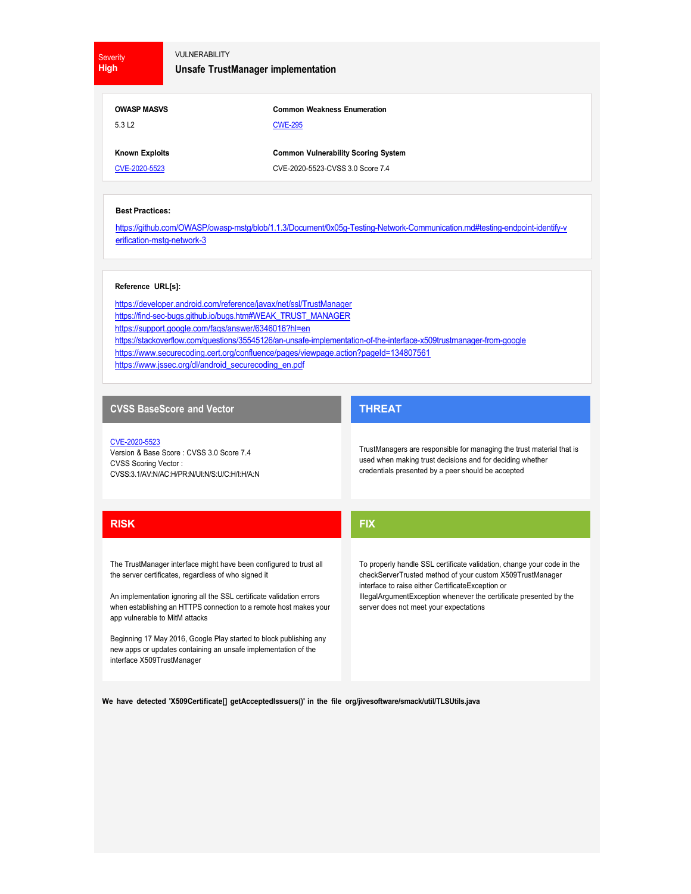**Severity**
**High**

VULNERABILITY

## Unsafe TrustManager implementation

| | |
|---|---|
| **OWASP MASVS** | **Common Weakness Enumeration** |
| 5.3 L2 | CWE-295 |
| **Known Exploits** | **Common Vulnerability Scoring System** |
| CVE-2020-5523 | CVE-2020-5523-CVSS 3.0 Score 7.4 |

**Best Practices:**

https://github.com/OWASP/owasp-mstg/blob/1.1.3/Document/0x05g-Testing-Network-Communication.md#testing-endpoint-identify-verification-mstg-network-3

**Reference URL[s]:**

https://developer.android.com/reference/javax/net/ssl/TrustManager
https://find-sec-bugs.github.io/bugs.htm#WEAK_TRUST_MANAGER
https://support.google.com/faqs/answer/6346016?hl=en
https://stackoverflow.com/questions/35545126/an-unsafe-implementation-of-the-interface-x509trustmanager-from-google
https://www.securecoding.cert.org/confluence/pages/viewpage.action?pageId=134807561
https://www.jssec.org/dl/android_securecoding_en.pdf

### CVSS BaseScore and Vector

CVE-2020-5523
Version & Base Score : CVSS 3.0 Score 7.4
CVSS Scoring Vector :
CVSS:3.1/AV:N/AC:H/PR:N/UI:N/S:U/C:H/I:H/A:N

### THREAT

TrustManagers are responsible for managing the trust material that is used when making trust decisions and for deciding whether credentials presented by a peer should be accepted

### RISK

The TrustManager interface might have been configured to trust all the server certificates, regardless of who signed it

An implementation ignoring all the SSL certificate validation errors when establishing an HTTPS connection to a remote host makes your app vulnerable to MitM attacks

Beginning 17 May 2016, Google Play started to block publishing any new apps or updates containing an unsafe implementation of the interface X509TrustManager

### FIX

To properly handle SSL certificate validation, change your code in the checkServerTrusted method of your custom X509TrustManager interface to raise either CertificateException or IllegalArgumentException whenever the certificate presented by the server does not meet your expectations

**We have detected 'X509Certificate[] getAcceptedIssuers()' in the file org/jivesoftware/smack/util/TLSUtils.java**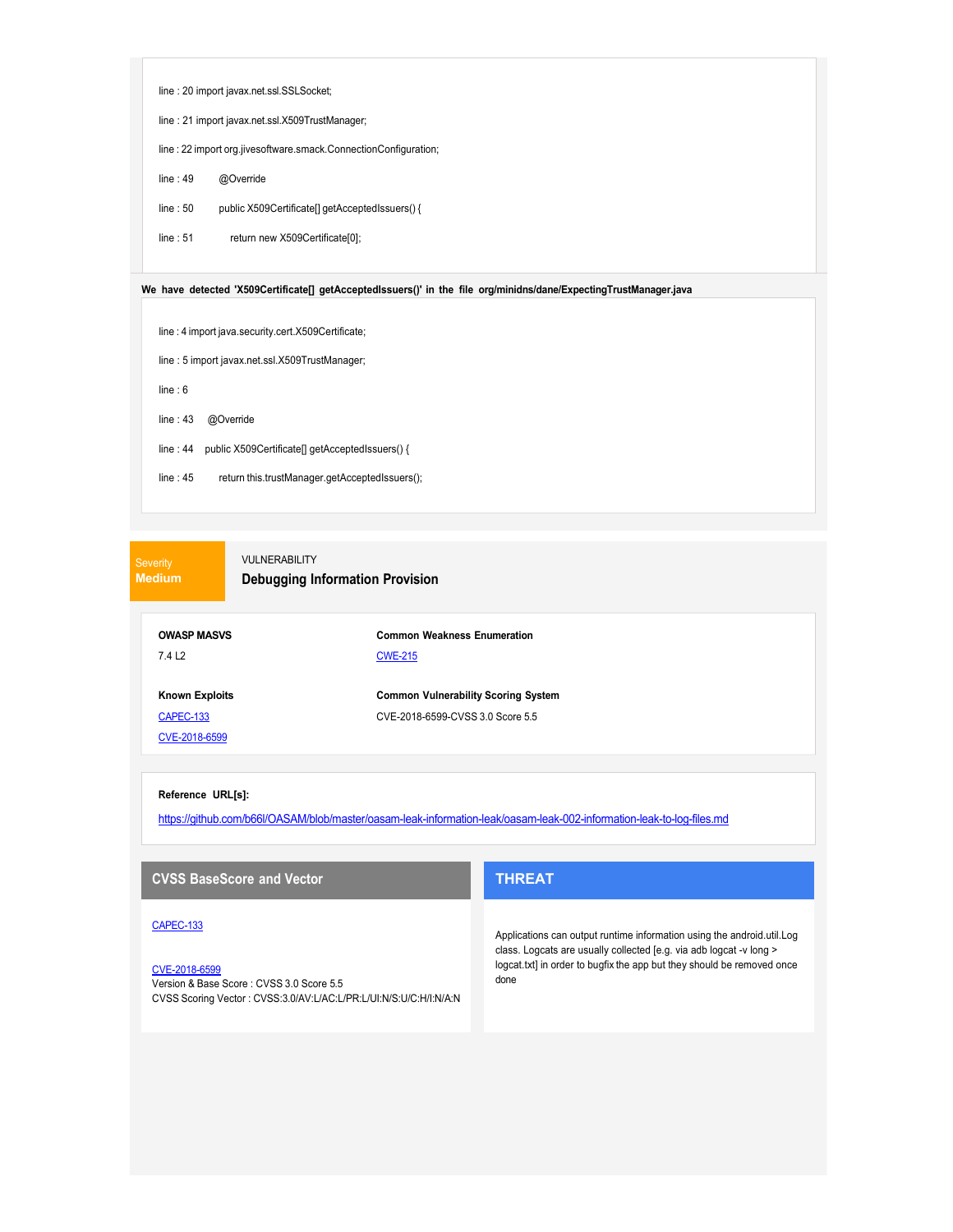```
line : 20 import javax.net.ssl.SSLSocket;

line : 21 import javax.net.ssl.X509TrustManager;

line : 22 import org.jivesoftware.smack.ConnectionConfiguration;

line : 49        @Override

line : 50        public X509Certificate[] getAcceptedIssuers() {

line : 51            return new X509Certificate[0];
```

**We have detected 'X509Certificate[] getAcceptedIssuers()' in the file org/minidns/dane/ExpectingTrustManager.java**

```
line : 4 import java.security.cert.X509Certificate;

line : 5 import javax.net.ssl.X509TrustManager;

line : 6

line : 43     @Override

line : 44     public X509Certificate[] getAcceptedIssuers() {

line : 45         return this.trustManager.getAcceptedIssuers();
```

Severity
**Medium**

VULNERABILITY

## Debugging Information Provision

**OWASP MASVS**

7.4 L2

**Common Weakness Enumeration**

[CWE-215]()

**Known Exploits**

[CAPEC-133]()

[CVE-2018-6599]()

**Common Vulnerability Scoring System**

CVE-2018-6599-CVSS 3.0 Score 5.5

**Reference URL[s]:**

[https://github.com/b66l/OASAM/blob/master/oasam-leak-information-leak/oasam-leak-002-information-leak-to-log-files.md](https://github.com/b66l/OASAM/blob/master/oasam-leak-information-leak/oasam-leak-002-information-leak-to-log-files.md)

### CVSS BaseScore and Vector

[CAPEC-133]()

[CVE-2018-6599]()
Version & Base Score : CVSS 3.0 Score 5.5
CVSS Scoring Vector : CVSS:3.0/AV:L/AC:L/PR:L/UI:N/S:U/C:H/I:N/A:N

### THREAT

Applications can output runtime information using the android.util.Log class. Logcats are usually collected [e.g. via adb logcat -v long > logcat.txt] in order to bugfix the app but they should be removed once done